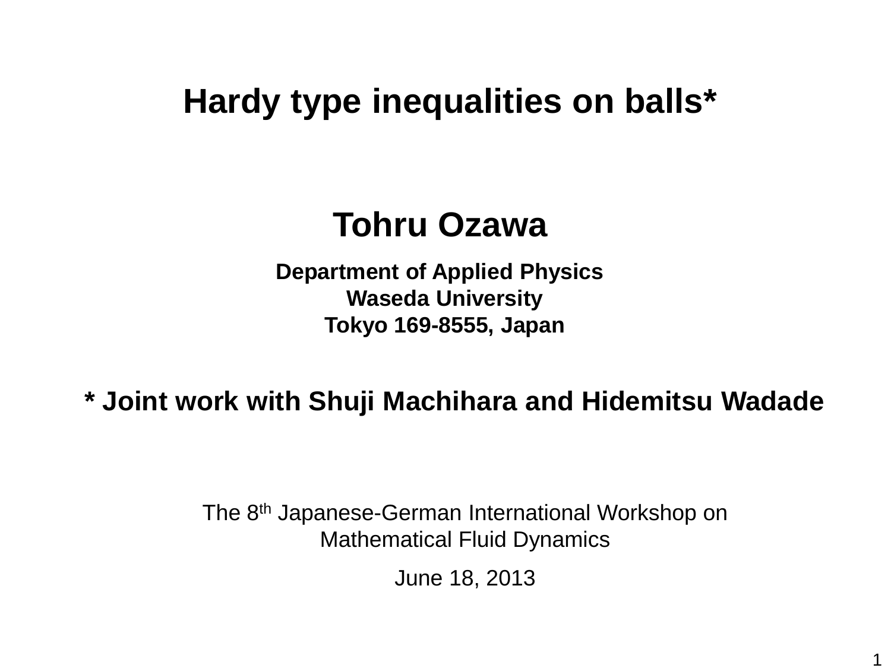# Hardy type inequalities on balls*

**Tohru Ozawa**

**Department of Applied Physics**
**Waseda University**
**Tokyo 169-8555, Japan**

**\* Joint work with Shuji Machihara and Hidemitsu Wadade**

The 8th Japanese-German International Workshop on Mathematical Fluid Dynamics

June 18, 2013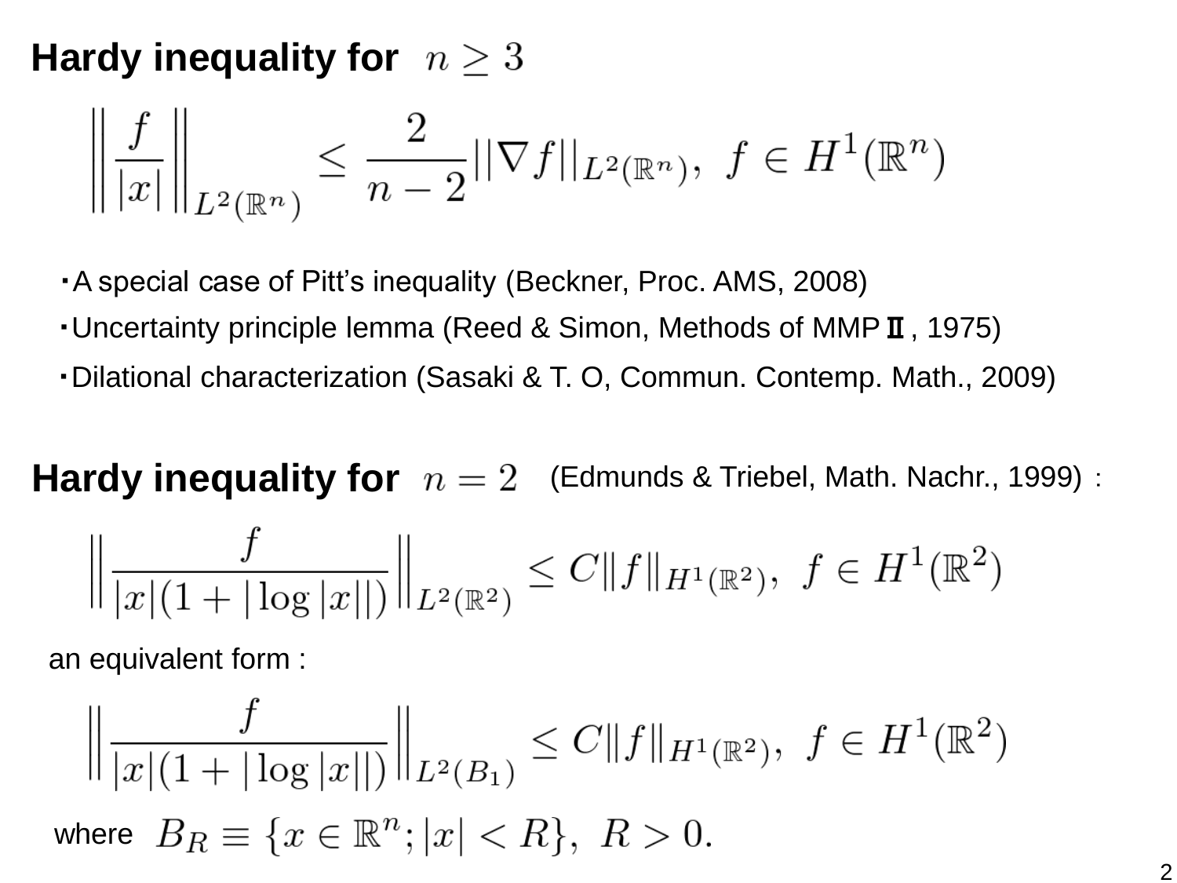## Hardy inequality for $n \geq 3$

$$\left\| \frac{f}{|x|} \right\|_{L^2(\mathbb{R}^n)} \leq \frac{2}{n-2} ||\nabla f||_{L^2(\mathbb{R}^n)}, \ f \in H^1(\mathbb{R}^n)$$

- A special case of Pitt's inequality (Beckner, Proc. AMS, 2008)
- Uncertainty principle lemma (Reed & Simon, Methods of MMP Ⅱ, 1975)
- Dilational characterization (Sasaki & T. O, Commun. Contemp. Math., 2009)

## Hardy inequality for $n = 2$ (Edmunds & Triebel, Math. Nachr., 1999) :

$$\left\| \frac{f}{|x|(1 + |\log |x||)} \right\|_{L^2(\mathbb{R}^2)} \leq C \|f\|_{H^1(\mathbb{R}^2)}, \ f \in H^1(\mathbb{R}^2)$$

an equivalent form :

$$\left\| \frac{f}{|x|(1 + |\log |x||)} \right\|_{L^2(B_1)} \leq C \|f\|_{H^1(\mathbb{R}^2)}, \ f \in H^1(\mathbb{R}^2)$$

where $B_R \equiv \{x \in \mathbb{R}^n; |x| < R\}, \ R > 0.$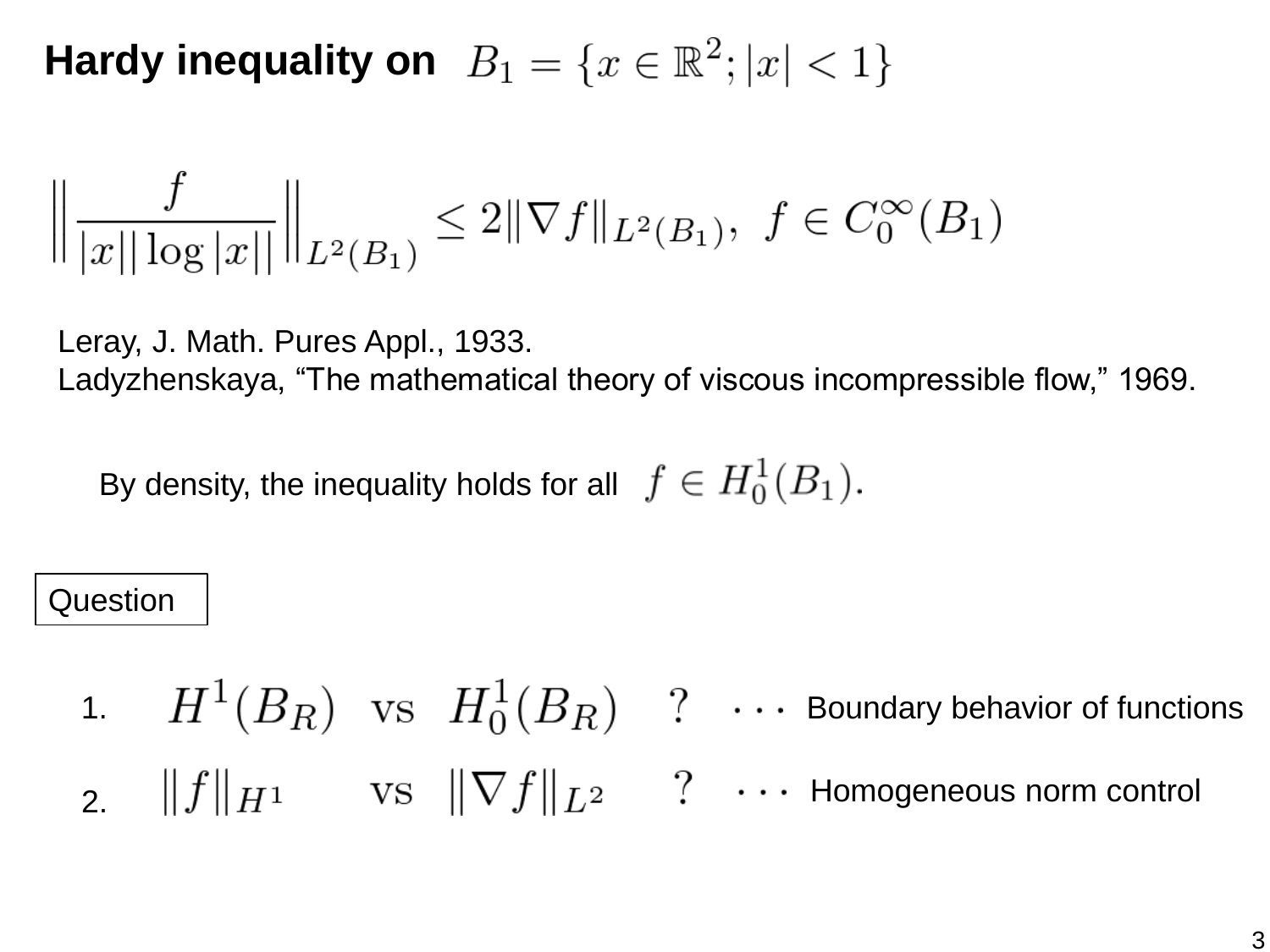# Hardy inequality on $B_1 = \{x \in \mathbb{R}^2; |x| < 1\}$

$$\left\| \frac{f}{|x|| \log |x||} \right\|_{L^2(B_1)} \leq 2 \|\nabla f\|_{L^2(B_1)}, \ \ f \in C_0^\infty(B_1)$$

Leray, J. Math. Pures Appl., 1933.
Ladyzhenskaya, “The mathematical theory of viscous incompressible flow,” 1969.

By density, the inequality holds for all $f \in H_0^1(B_1)$.

**Question**

1. $H^1(B_R)$ vs $H_0^1(B_R)$ ? $\cdots$ Boundary behavior of functions
2. $\|f\|_{H^1}$ vs $\|\nabla f\|_{L^2}$ ? $\cdots$ Homogeneous norm control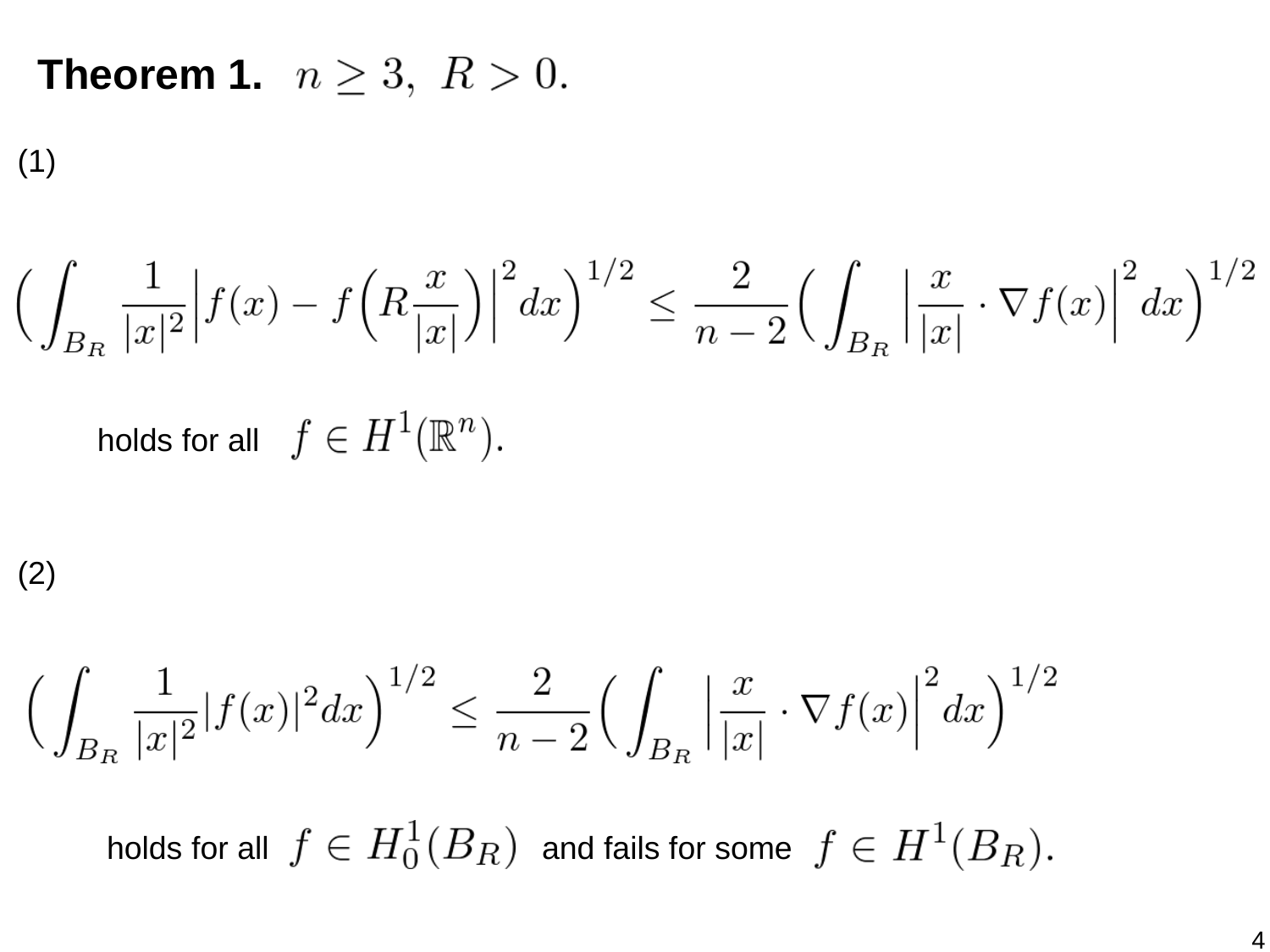**Theorem 1.** $n \geq 3, \ R > 0.$

(1)

$$\Big( \int_{B_R} \frac{1}{|x|^2} \Big| f(x) - f\Big( R\frac{x}{|x|} \Big) \Big|^2 dx \Big)^{1/2} \leq \frac{2}{n-2} \Big( \int_{B_R} \Big| \frac{x}{|x|} \cdot \nabla f(x) \Big|^2 dx \Big)^{1/2}$$

holds for all $f \in H^1(\mathbb{R}^n)$.

(2)

$$\Big( \int_{B_R} \frac{1}{|x|^2} |f(x)|^2 dx \Big)^{1/2} \leq \frac{2}{n-2} \Big( \int_{B_R} \Big| \frac{x}{|x|} \cdot \nabla f(x) \Big|^2 dx \Big)^{1/2}$$

holds for all $f \in H_0^1(B_R)$ and fails for some $f \in H^1(B_R)$.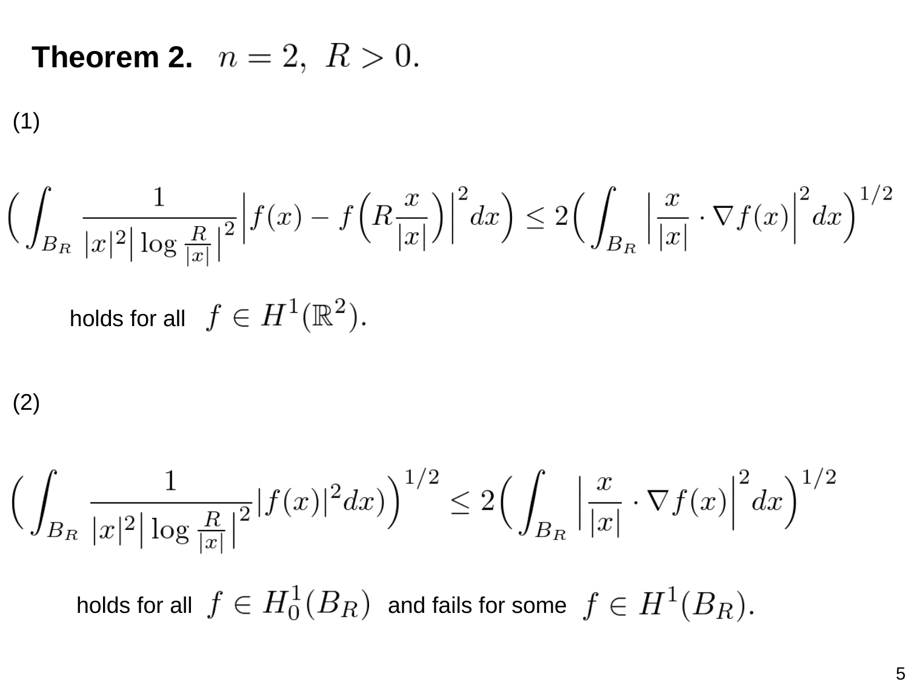**Theorem 2.** $n = 2,\ R > 0.$

(1)

$$\Big( \int_{B_R} \frac{1}{|x|^2 \Big| \log \frac{R}{|x|} \Big|^2} \Big| f(x) - f\Big( R \frac{x}{|x|} \Big) \Big|^2 dx \Big) \leq 2 \Big( \int_{B_R} \Big| \frac{x}{|x|} \cdot \nabla f(x) \Big|^2 dx \Big)^{1/2}$$

holds for all $f \in H^1(\mathbb{R}^2)$.

(2)

$$\Big( \int_{B_R} \frac{1}{|x|^2 \Big| \log \frac{R}{|x|} \Big|^2} |f(x)|^2 dx) \Big)^{1/2} \leq 2 \Big( \int_{B_R} \Big| \frac{x}{|x|} \cdot \nabla f(x) \Big|^2 dx \Big)^{1/2}$$

holds for all $f \in H_0^1(B_R)$ and fails for some $f \in H^1(B_R)$.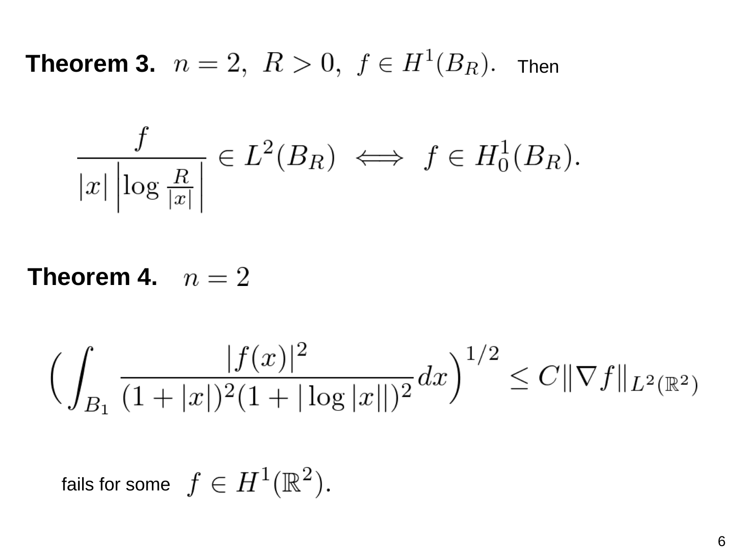**Theorem 3.** $n = 2,\ R > 0,\ f \in H^1(B_R).$ Then

$$\frac{f}{|x|\left|\log \frac{R}{|x|}\right|} \in L^2(B_R) \iff f \in H_0^1(B_R).$$

**Theorem 4.** $n = 2$

$$\left(\int_{B_1} \frac{|f(x)|^2}{(1+|x|)^2(1+|\log|x||)^2}\,dx\right)^{1/2} \le C\|\nabla f\|_{L^2(\mathbb{R}^2)}$$

fails for some $f \in H^1(\mathbb{R}^2)$.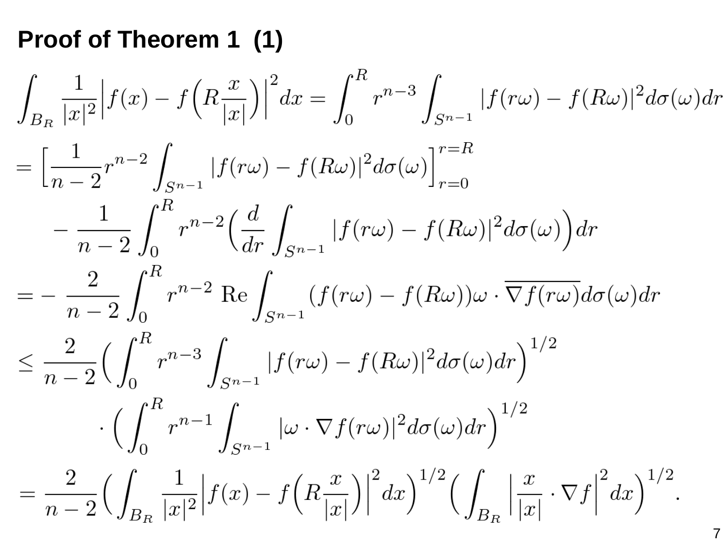## Proof of Theorem 1 (1)

$$
\int_{B_R} \frac{1}{|x|^2}\Big|f(x) - f\Big(R\frac{x}{|x|}\Big)\Big|^2 dx = \int_0^R r^{n-3} \int_{S^{n-1}} |f(r\omega) - f(R\omega)|^2 d\sigma(\omega) dr
$$

$$
= \Big[\frac{1}{n-2} r^{n-2} \int_{S^{n-1}} |f(r\omega) - f(R\omega)|^2 d\sigma(\omega)\Big]_{r=0}^{r=R}
$$

$$
\quad - \frac{1}{n-2} \int_0^R r^{n-2} \Big(\frac{d}{dr} \int_{S^{n-1}} |f(r\omega) - f(R\omega)|^2 d\sigma(\omega)\Big) dr
$$

$$
= -\frac{2}{n-2} \int_0^R r^{n-2} \,\mathrm{Re} \int_{S^{n-1}} (f(r\omega) - f(R\omega))\omega \cdot \overline{\nabla f(r\omega)} d\sigma(\omega) dr
$$

$$
\leq \frac{2}{n-2} \Big(\int_0^R r^{n-3} \int_{S^{n-1}} |f(r\omega) - f(R\omega)|^2 d\sigma(\omega) dr\Big)^{1/2}
$$

$$
\quad \cdot \Big(\int_0^R r^{n-1} \int_{S^{n-1}} |\omega \cdot \nabla f(r\omega)|^2 d\sigma(\omega) dr\Big)^{1/2}
$$

$$
= \frac{2}{n-2} \Big(\int_{B_R} \frac{1}{|x|^2}\Big|f(x) - f\Big(R\frac{x}{|x|}\Big)\Big|^2 dx\Big)^{1/2} \Big(\int_{B_R} \Big|\frac{x}{|x|} \cdot \nabla f\Big|^2 dx\Big)^{1/2}.
$$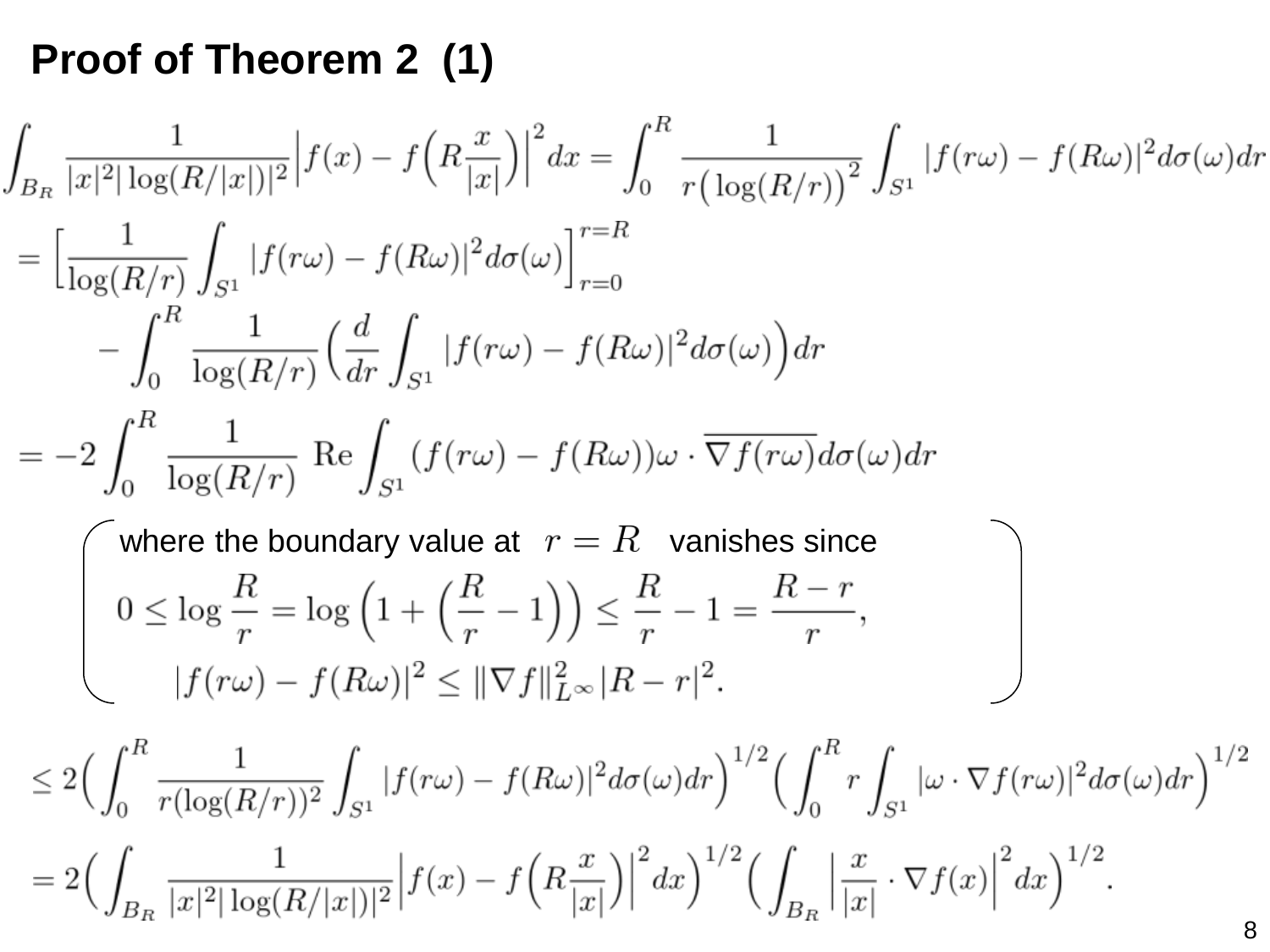# Proof of Theorem 2 (1)

$$\int_{B_R} \frac{1}{|x|^2 |\log(R/|x|)|^2} \Big| f(x) - f\Big(R\frac{x}{|x|}\Big)\Big|^2 dx = \int_0^R \frac{1}{r\big(\log(R/r)\big)^2} \int_{S^1} |f(r\omega) - f(R\omega)|^2 d\sigma(\omega) dr$$

$$= \Big[\frac{1}{\log(R/r)} \int_{S^1} |f(r\omega) - f(R\omega)|^2 d\sigma(\omega)\Big]_{r=0}^{r=R}$$

$$\qquad - \int_0^R \frac{1}{\log(R/r)} \Big(\frac{d}{dr} \int_{S^1} |f(r\omega) - f(R\omega)|^2 d\sigma(\omega)\Big) dr$$

$$= -2 \int_0^R \frac{1}{\log(R/r)} \ \mathrm{Re} \int_{S^1} (f(r\omega) - f(R\omega)) \omega \cdot \overline{\nabla f(r\omega)} d\sigma(\omega) dr$$

where the boundary value at $r = R$ vanishes since

$$0 \le \log \frac{R}{r} = \log\Big(1 + \Big(\frac{R}{r} - 1\Big)\Big) \le \frac{R}{r} - 1 = \frac{R-r}{r},$$

$$|f(r\omega) - f(R\omega)|^2 \le \|\nabla f\|_{L^\infty}^2 |R - r|^2.$$

$$\le 2\Big(\int_0^R \frac{1}{r(\log(R/r))^2} \int_{S^1} |f(r\omega) - f(R\omega)|^2 d\sigma(\omega) dr\Big)^{1/2} \Big(\int_0^R r \int_{S^1} |\omega \cdot \nabla f(r\omega)|^2 d\sigma(\omega) dr\Big)^{1/2}$$

$$= 2\Big(\int_{B_R} \frac{1}{|x|^2 |\log(R/|x|)|^2} \Big| f(x) - f\Big(R\frac{x}{|x|}\Big)\Big|^2 dx\Big)^{1/2} \Big(\int_{B_R} \Big|\frac{x}{|x|} \cdot \nabla f(x)\Big|^2 dx\Big)^{1/2}.$$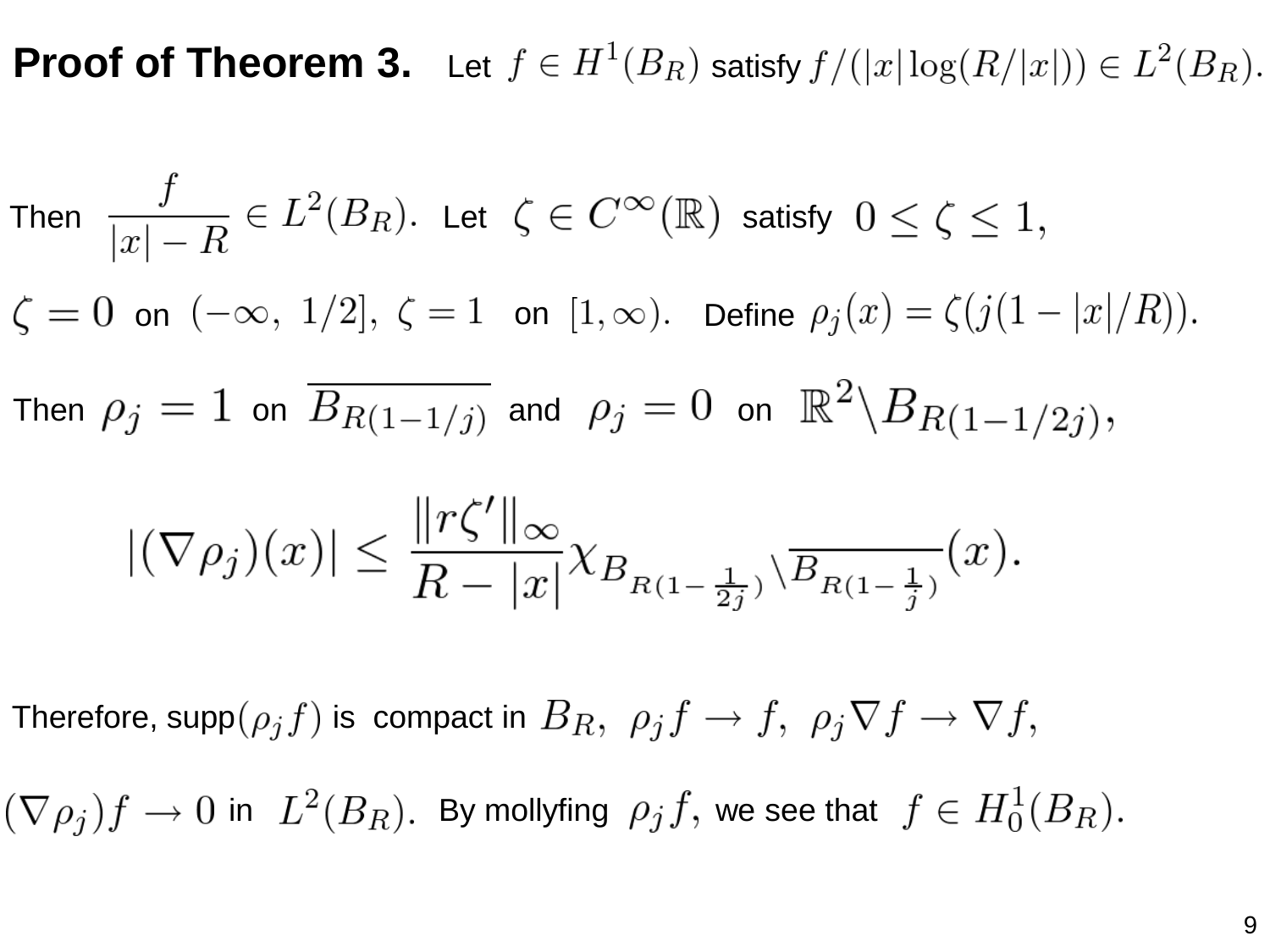**Proof of Theorem 3.** Let $f \in H^1(B_R)$ satisfy $f/(|x|\log(R/|x|)) \in L^2(B_R)$.

Then $\dfrac{f}{|x|-R} \in L^2(B_R)$. Let $\zeta \in C^\infty(\mathbb{R})$ satisfy $0 \leq \zeta \leq 1$,

$\zeta = 0$ on $(-\infty,\ 1/2]$, $\zeta = 1$ on $[1, \infty)$. Define $\rho_j(x) = \zeta(j(1-|x|/R))$.

Then $\rho_j = 1$ on $\overline{B_{R(1-1/j)}}$ and $\rho_j = 0$ on $\mathbb{R}^2 \backslash B_{R(1-1/2j)}$,

$$|(\nabla \rho_j)(x)| \leq \frac{\|r\zeta'\|_\infty}{R-|x|} \chi_{B_{R(1-\frac{1}{2j})} \backslash \overline{B_{R(1-\frac{1}{j})}}}(x).$$

Therefore, supp$(\rho_j f)$ is compact in $B_R$, $\rho_j f \to f$, $\rho_j \nabla f \to \nabla f$,

$(\nabla \rho_j) f \to 0$ in $L^2(B_R)$. By mollyfing $\rho_j f$, we see that $f \in H_0^1(B_R)$.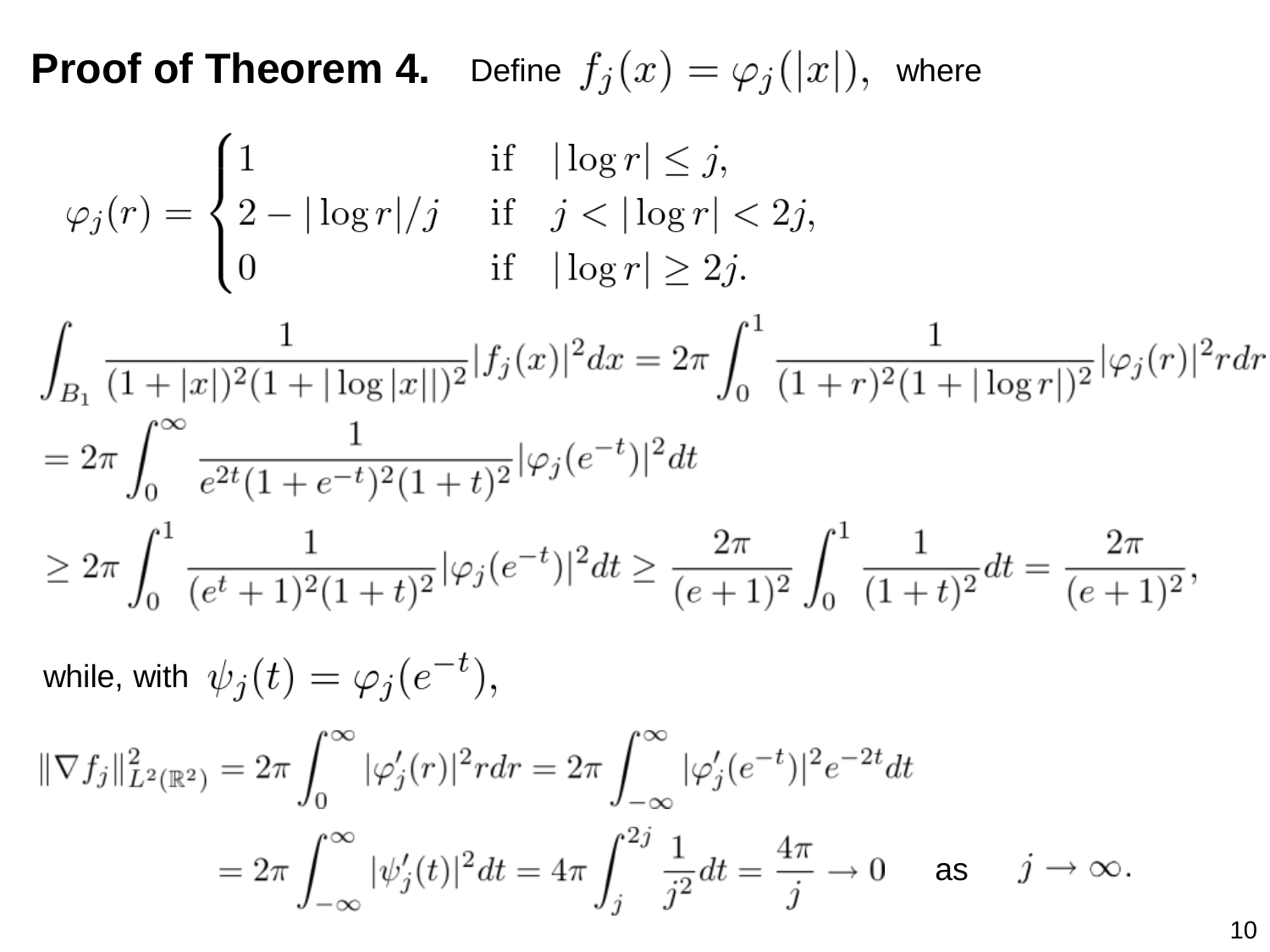**Proof of Theorem 4.** Define $f_j(x) = \varphi_j(|x|)$, where

$$\varphi_j(r) = \begin{cases} 1 & \text{if} \quad |\log r| \le j, \\ 2 - |\log r|/j & \text{if} \quad j < |\log r| < 2j, \\ 0 & \text{if} \quad |\log r| \ge 2j. \end{cases}$$

$$\int_{B_1} \frac{1}{(1+|x|)^2(1+|\log|x||)^2} |f_j(x)|^2 dx = 2\pi \int_0^1 \frac{1}{(1+r)^2(1+|\log r|)^2} |\varphi_j(r)|^2 r dr$$

$$= 2\pi \int_0^\infty \frac{1}{e^{2t}(1+e^{-t})^2(1+t)^2} |\varphi_j(e^{-t})|^2 dt$$

$$\ge 2\pi \int_0^1 \frac{1}{(e^t+1)^2(1+t)^2} |\varphi_j(e^{-t})|^2 dt \ge \frac{2\pi}{(e+1)^2} \int_0^1 \frac{1}{(1+t)^2} dt = \frac{2\pi}{(e+1)^2},$$

while, with $\psi_j(t) = \varphi_j(e^{-t})$,

$$\|\nabla f_j\|_{L^2(\mathbb{R}^2)}^2 = 2\pi \int_0^\infty |\varphi_j'(r)|^2 r dr = 2\pi \int_{-\infty}^\infty |\varphi_j'(e^{-t})|^2 e^{-2t} dt$$

$$= 2\pi \int_{-\infty}^\infty |\psi_j'(t)|^2 dt = 4\pi \int_j^{2j} \frac{1}{j^2} dt = \frac{4\pi}{j} \to 0 \quad \text{as} \quad j \to \infty.$$